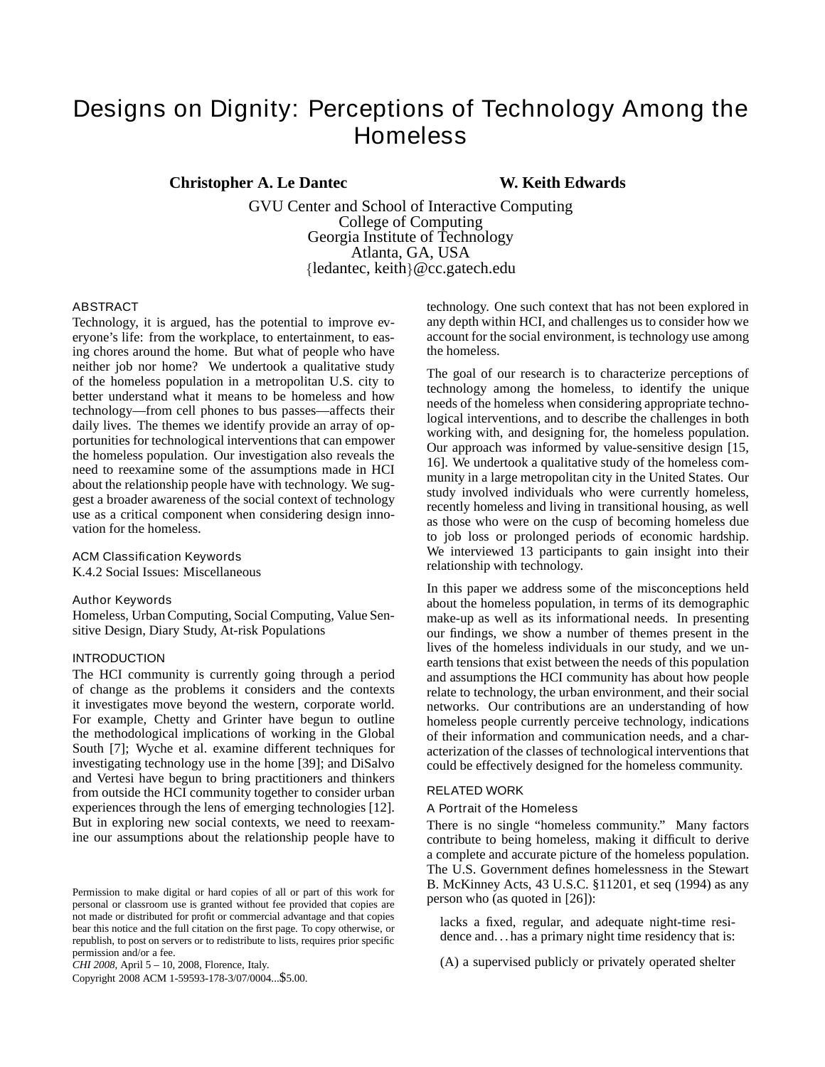# Designs on Dignity: Perceptions of Technology Among the Homeless

**Christopher A. Le Dantec** **W. Keith Edwards**

GVU Center and School of Interactive Computing
College of Computing
Georgia Institute of Technology
Atlanta, GA, USA
{ledantec, keith}@cc.gatech.edu

## ABSTRACT

Technology, it is argued, has the potential to improve everyone's life: from the workplace, to entertainment, to easing chores around the home. But what of people who have neither job nor home? We undertook a qualitative study of the homeless population in a metropolitan U.S. city to better understand what it means to be homeless and how technology—from cell phones to bus passes—affects their daily lives. The themes we identify provide an array of opportunities for technological interventions that can empower the homeless population. Our investigation also reveals the need to reexamine some of the assumptions made in HCI about the relationship people have with technology. We suggest a broader awareness of the social context of technology use as a critical component when considering design innovation for the homeless.

### ACM Classification Keywords

K.4.2 Social Issues: Miscellaneous

### Author Keywords

Homeless, Urban Computing, Social Computing, Value Sensitive Design, Diary Study, At-risk Populations

## INTRODUCTION

The HCI community is currently going through a period of change as the problems it considers and the contexts it investigates move beyond the western, corporate world. For example, Chetty and Grinter have begun to outline the methodological implications of working in the Global South [7]; Wyche et al. examine different techniques for investigating technology use in the home [39]; and DiSalvo and Vertesi have begun to bring practitioners and thinkers from outside the HCI community together to consider urban experiences through the lens of emerging technologies [12]. But in exploring new social contexts, we need to reexamine our assumptions about the relationship people have to technology. One such context that has not been explored in any depth within HCI, and challenges us to consider how we account for the social environment, is technology use among the homeless.

The goal of our research is to characterize perceptions of technology among the homeless, to identify the unique needs of the homeless when considering appropriate technological interventions, and to describe the challenges in both working with, and designing for, the homeless population. Our approach was informed by value-sensitive design [15, 16]. We undertook a qualitative study of the homeless community in a large metropolitan city in the United States. Our study involved individuals who were currently homeless, recently homeless and living in transitional housing, as well as those who were on the cusp of becoming homeless due to job loss or prolonged periods of economic hardship. We interviewed 13 participants to gain insight into their relationship with technology.

In this paper we address some of the misconceptions held about the homeless population, in terms of its demographic make-up as well as its informational needs. In presenting our findings, we show a number of themes present in the lives of the homeless individuals in our study, and we unearth tensions that exist between the needs of this population and assumptions the HCI community has about how people relate to technology, the urban environment, and their social networks. Our contributions are an understanding of how homeless people currently perceive technology, indications of their information and communication needs, and a characterization of the classes of technological interventions that could be effectively designed for the homeless community.

## RELATED WORK

### A Portrait of the Homeless

There is no single "homeless community." Many factors contribute to being homeless, making it difficult to derive a complete and accurate picture of the homeless population. The U.S. Government defines homelessness in the Stewart B. McKinney Acts, 43 U.S.C. §11201, et seq (1994) as any person who (as quoted in [26]):

> lacks a fixed, regular, and adequate night-time residence and... has a primary night time residency that is:
>
> (A) a supervised publicly or privately operated shelter

Permission to make digital or hard copies of all or part of this work for personal or classroom use is granted without fee provided that copies are not made or distributed for profit or commercial advantage and that copies bear this notice and the full citation on the first page. To copy otherwise, or republish, to post on servers or to redistribute to lists, requires prior specific permission and/or a fee.
*CHI 2008*, April 5 – 10, 2008, Florence, Italy.
Copyright 2008 ACM 1-59593-178-3/07/0004...$5.00.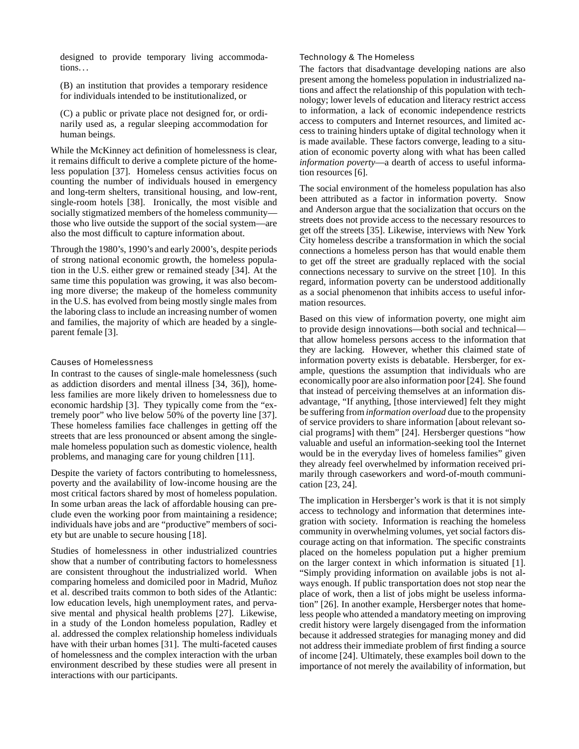designed to provide temporary living accommodations…

(B) an institution that provides a temporary residence for individuals intended to be institutionalized, or

(C) a public or private place not designed for, or ordinarily used as, a regular sleeping accommodation for human beings.

While the McKinney act definition of homelessness is clear, it remains difficult to derive a complete picture of the homeless population [37]. Homeless census activities focus on counting the number of individuals housed in emergency and long-term shelters, transitional housing, and low-rent, single-room hotels [38]. Ironically, the most visible and socially stigmatized members of the homeless community—those who live outside the support of the social system—are also the most difficult to capture information about.

Through the 1980's, 1990's and early 2000's, despite periods of strong national economic growth, the homeless population in the U.S. either grew or remained steady [34]. At the same time this population was growing, it was also becoming more diverse; the makeup of the homeless community in the U.S. has evolved from being mostly single males from the laboring class to include an increasing number of women and families, the majority of which are headed by a single-parent female [3].

### Causes of Homelessness

In contrast to the causes of single-male homelessness (such as addiction disorders and mental illness [34, 36]), homeless families are more likely driven to homelessness due to economic hardship [3]. They typically come from the "extremely poor" who live below 50% of the poverty line [37]. These homeless families face challenges in getting off the streets that are less pronounced or absent among the single-male homeless population such as domestic violence, health problems, and managing care for young children [11].

Despite the variety of factors contributing to homelessness, poverty and the availability of low-income housing are the most critical factors shared by most of homeless population. In some urban areas the lack of affordable housing can preclude even the working poor from maintaining a residence; individuals have jobs and are "productive" members of society but are unable to secure housing [18].

Studies of homelessness in other industrialized countries show that a number of contributing factors to homelessness are consistent throughout the industrialized world. When comparing homeless and domiciled poor in Madrid, Muñoz et al. described traits common to both sides of the Atlantic: low education levels, high unemployment rates, and pervasive mental and physical health problems [27]. Likewise, in a study of the London homeless population, Radley et al. addressed the complex relationship homeless individuals have with their urban homes [31]. The multi-faceted causes of homelessness and the complex interaction with the urban environment described by these studies were all present in interactions with our participants.

### Technology & The Homeless

The factors that disadvantage developing nations are also present among the homeless population in industrialized nations and affect the relationship of this population with technology; lower levels of education and literacy restrict access to information, a lack of economic independence restricts access to computers and Internet resources, and limited access to training hinders uptake of digital technology when it is made available. These factors converge, leading to a situation of economic poverty along with what has been called *information poverty*—a dearth of access to useful information resources [6].

The social environment of the homeless population has also been attributed as a factor in information poverty. Snow and Anderson argue that the socialization that occurs on the streets does not provide access to the necessary resources to get off the streets [35]. Likewise, interviews with New York City homeless describe a transformation in which the social connections a homeless person has that would enable them to get off the street are gradually replaced with the social connections necessary to survive on the street [10]. In this regard, information poverty can be understood additionally as a social phenomenon that inhibits access to useful information resources.

Based on this view of information poverty, one might aim to provide design innovations—both social and technical—that allow homeless persons access to the information that they are lacking. However, whether this claimed state of information poverty exists is debatable. Hersberger, for example, questions the assumption that individuals who are economically poor are also information poor [24]. She found that instead of perceiving themselves at an information disadvantage, "If anything, [those interviewed] felt they might be suffering from *information overload* due to the propensity of service providers to share information [about relevant social programs] with them" [24]. Hersberger questions "how valuable and useful an information-seeking tool the Internet would be in the everyday lives of homeless families" given they already feel overwhelmed by information received primarily through caseworkers and word-of-mouth communication [23, 24].

The implication in Hersberger's work is that it is not simply access to technology and information that determines integration with society. Information is reaching the homeless community in overwhelming volumes, yet social factors discourage acting on that information. The specific constraints placed on the homeless population put a higher premium on the larger context in which information is situated [1]. "Simply providing information on available jobs is not always enough. If public transportation does not stop near the place of work, then a list of jobs might be useless information" [26]. In another example, Hersberger notes that homeless people who attended a mandatory meeting on improving credit history were largely disengaged from the information because it addressed strategies for managing money and did not address their immediate problem of first finding a source of income [24]. Ultimately, these examples boil down to the importance of not merely the availability of information, but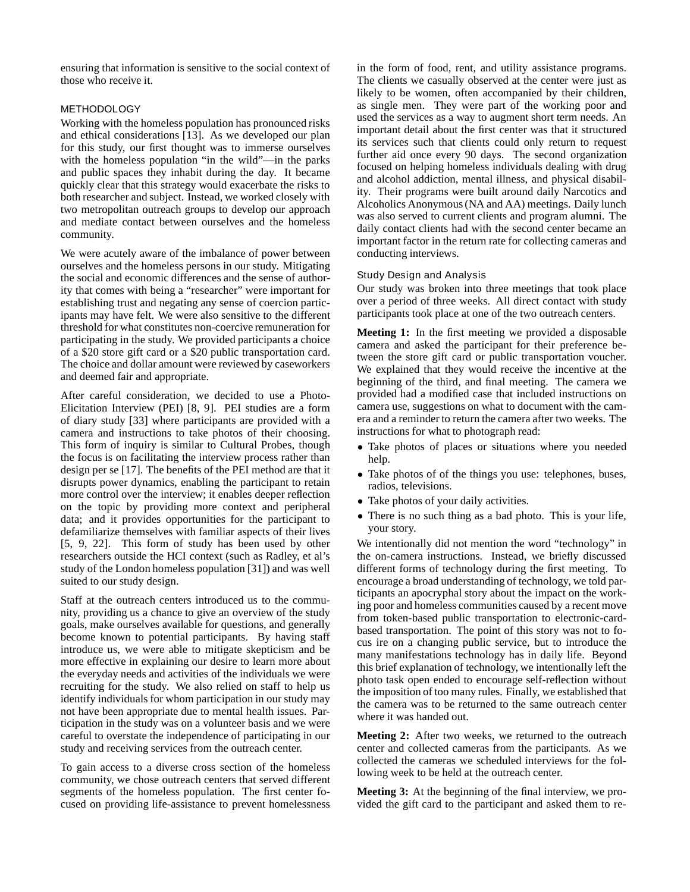ensuring that information is sensitive to the social context of those who receive it.

## METHODOLOGY

Working with the homeless population has pronounced risks and ethical considerations [13]. As we developed our plan for this study, our first thought was to immerse ourselves with the homeless population "in the wild"—in the parks and public spaces they inhabit during the day. It became quickly clear that this strategy would exacerbate the risks to both researcher and subject. Instead, we worked closely with two metropolitan outreach groups to develop our approach and mediate contact between ourselves and the homeless community.

We were acutely aware of the imbalance of power between ourselves and the homeless persons in our study. Mitigating the social and economic differences and the sense of authority that comes with being a "researcher" were important for establishing trust and negating any sense of coercion participants may have felt. We were also sensitive to the different threshold for what constitutes non-coercive remuneration for participating in the study. We provided participants a choice of a $20 store gift card or a $20 public transportation card. The choice and dollar amount were reviewed by caseworkers and deemed fair and appropriate.

After careful consideration, we decided to use a Photo-Elicitation Interview (PEI) [8, 9]. PEI studies are a form of diary study [33] where participants are provided with a camera and instructions to take photos of their choosing. This form of inquiry is similar to Cultural Probes, though the focus is on facilitating the interview process rather than design per se [17]. The benefits of the PEI method are that it disrupts power dynamics, enabling the participant to retain more control over the interview; it enables deeper reflection on the topic by providing more context and peripheral data; and it provides opportunities for the participant to defamiliarize themselves with familiar aspects of their lives [5, 9, 22]. This form of study has been used by other researchers outside the HCI context (such as Radley, et al's study of the London homeless population [31]) and was well suited to our study design.

Staff at the outreach centers introduced us to the community, providing us a chance to give an overview of the study goals, make ourselves available for questions, and generally become known to potential participants. By having staff introduce us, we were able to mitigate skepticism and be more effective in explaining our desire to learn more about the everyday needs and activities of the individuals we were recruiting for the study. We also relied on staff to help us identify individuals for whom participation in our study may not have been appropriate due to mental health issues. Participation in the study was on a volunteer basis and we were careful to overstate the independence of participating in our study and receiving services from the outreach center.

To gain access to a diverse cross section of the homeless community, we chose outreach centers that served different segments of the homeless population. The first center focused on providing life-assistance to prevent homelessness in the form of food, rent, and utility assistance programs. The clients we casually observed at the center were just as likely to be women, often accompanied by their children, as single men. They were part of the working poor and used the services as a way to augment short term needs. An important detail about the first center was that it structured its services such that clients could only return to request further aid once every 90 days. The second organization focused on helping homeless individuals dealing with drug and alcohol addiction, mental illness, and physical disability. Their programs were built around daily Narcotics and Alcoholics Anonymous (NA and AA) meetings. Daily lunch was also served to current clients and program alumni. The daily contact clients had with the second center became an important factor in the return rate for collecting cameras and conducting interviews.

### Study Design and Analysis

Our study was broken into three meetings that took place over a period of three weeks. All direct contact with study participants took place at one of the two outreach centers.

**Meeting 1:** In the first meeting we provided a disposable camera and asked the participant for their preference between the store gift card or public transportation voucher. We explained that they would receive the incentive at the beginning of the third, and final meeting. The camera we provided had a modified case that included instructions on camera use, suggestions on what to document with the camera and a reminder to return the camera after two weeks. The instructions for what to photograph read:

- Take photos of places or situations where you needed help.
- Take photos of of the things you use: telephones, buses, radios, televisions.
- Take photos of your daily activities.
- There is no such thing as a bad photo. This is your life, your story.

We intentionally did not mention the word "technology" in the on-camera instructions. Instead, we briefly discussed different forms of technology during the first meeting. To encourage a broad understanding of technology, we told participants an apocryphal story about the impact on the working poor and homeless communities caused by a recent move from token-based public transportation to electronic-card-based transportation. The point of this story was not to focus ire on a changing public service, but to introduce the many manifestations technology has in daily life. Beyond this brief explanation of technology, we intentionally left the photo task open ended to encourage self-reflection without the imposition of too many rules. Finally, we established that the camera was to be returned to the same outreach center where it was handed out.

**Meeting 2:** After two weeks, we returned to the outreach center and collected cameras from the participants. As we collected the cameras we scheduled interviews for the following week to be held at the outreach center.

**Meeting 3:** At the beginning of the final interview, we provided the gift card to the participant and asked them to re-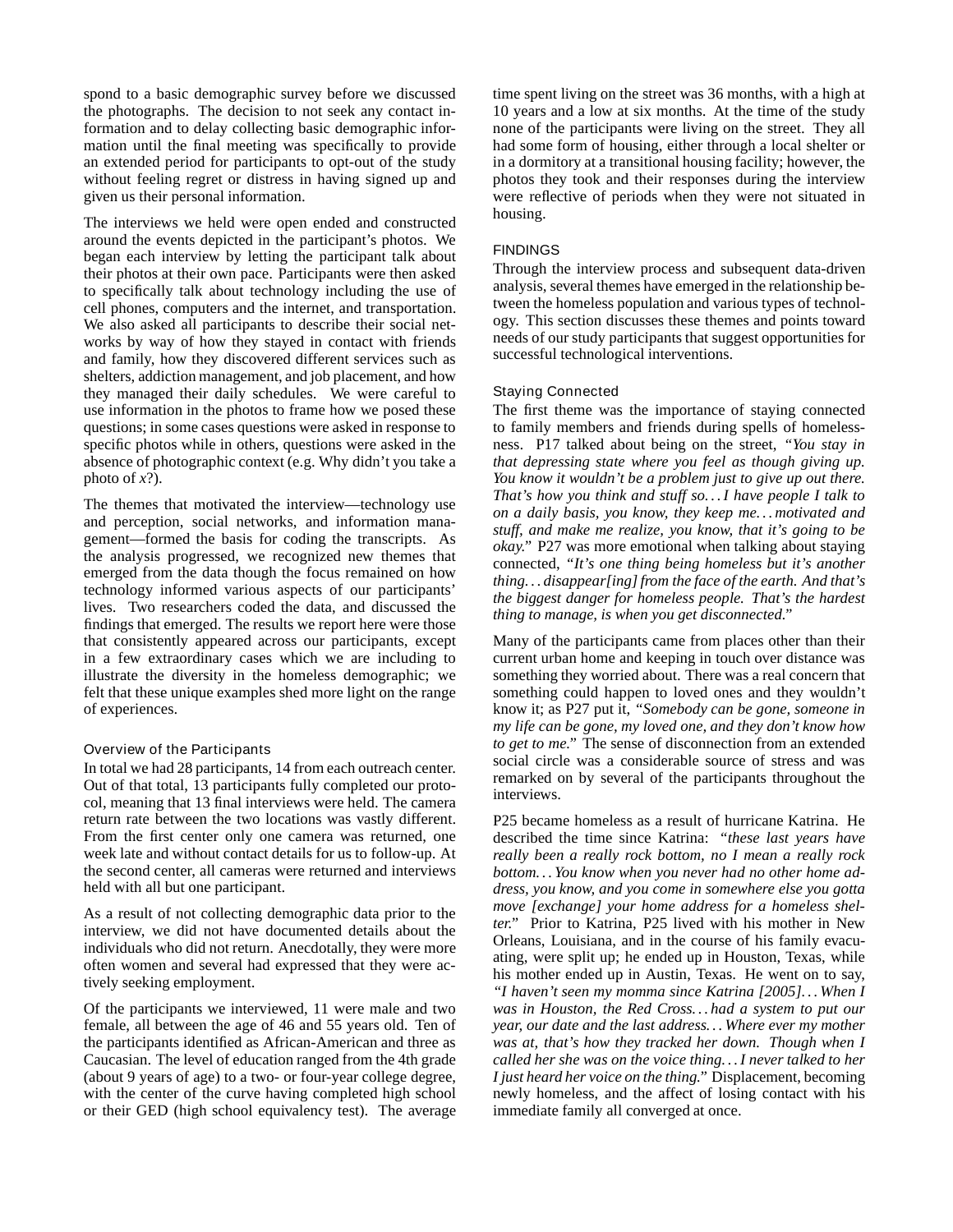spond to a basic demographic survey before we discussed the photographs. The decision to not seek any contact information and to delay collecting basic demographic information until the final meeting was specifically to provide an extended period for participants to opt-out of the study without feeling regret or distress in having signed up and given us their personal information.

The interviews we held were open ended and constructed around the events depicted in the participant's photos. We began each interview by letting the participant talk about their photos at their own pace. Participants were then asked to specifically talk about technology including the use of cell phones, computers and the internet, and transportation. We also asked all participants to describe their social networks by way of how they stayed in contact with friends and family, how they discovered different services such as shelters, addiction management, and job placement, and how they managed their daily schedules. We were careful to use information in the photos to frame how we posed these questions; in some cases questions were asked in response to specific photos while in others, questions were asked in the absence of photographic context (e.g. Why didn't you take a photo of *x*?).

The themes that motivated the interview—technology use and perception, social networks, and information management—formed the basis for coding the transcripts. As the analysis progressed, we recognized new themes that emerged from the data though the focus remained on how technology informed various aspects of our participants' lives. Two researchers coded the data, and discussed the findings that emerged. The results we report here were those that consistently appeared across our participants, except in a few extraordinary cases which we are including to illustrate the diversity in the homeless demographic; we felt that these unique examples shed more light on the range of experiences.

### Overview of the Participants

In total we had 28 participants, 14 from each outreach center. Out of that total, 13 participants fully completed our protocol, meaning that 13 final interviews were held. The camera return rate between the two locations was vastly different. From the first center only one camera was returned, one week late and without contact details for us to follow-up. At the second center, all cameras were returned and interviews held with all but one participant.

As a result of not collecting demographic data prior to the interview, we did not have documented details about the individuals who did not return. Anecdotally, they were more often women and several had expressed that they were actively seeking employment.

Of the participants we interviewed, 11 were male and two female, all between the age of 46 and 55 years old. Ten of the participants identified as African-American and three as Caucasian. The level of education ranged from the 4th grade (about 9 years of age) to a two- or four-year college degree, with the center of the curve having completed high school or their GED (high school equivalency test). The average time spent living on the street was 36 months, with a high at 10 years and a low at six months. At the time of the study none of the participants were living on the street. They all had some form of housing, either through a local shelter or in a dormitory at a transitional housing facility; however, the photos they took and their responses during the interview were reflective of periods when they were not situated in housing.

## FINDINGS

Through the interview process and subsequent data-driven analysis, several themes have emerged in the relationship between the homeless population and various types of technology. This section discusses these themes and points toward needs of our study participants that suggest opportunities for successful technological interventions.

### Staying Connected

The first theme was the importance of staying connected to family members and friends during spells of homelessness. P17 talked about being on the street, *"You stay in that depressing state where you feel as though giving up. You know it wouldn't be a problem just to give up out there. That's how you think and stuff so... I have people I talk to on a daily basis, you know, they keep me... motivated and stuff, and make me realize, you know, that it's going to be okay."* P27 was more emotional when talking about staying connected, *"It's one thing being homeless but it's another thing... disappear[ing] from the face of the earth. And that's the biggest danger for homeless people. That's the hardest thing to manage, is when you get disconnected."*

Many of the participants came from places other than their current urban home and keeping in touch over distance was something they worried about. There was a real concern that something could happen to loved ones and they wouldn't know it; as P27 put it, *"Somebody can be gone, someone in my life can be gone, my loved one, and they don't know how to get to me."* The sense of disconnection from an extended social circle was a considerable source of stress and was remarked on by several of the participants throughout the interviews.

P25 became homeless as a result of hurricane Katrina. He described the time since Katrina: *"these last years have really been a really rock bottom, no I mean a really rock bottom... You know when you never had no other home address, you know, and you come in somewhere else you gotta move [exchange] your home address for a homeless shelter."* Prior to Katrina, P25 lived with his mother in New Orleans, Louisiana, and in the course of his family evacuating, were split up; he ended up in Houston, Texas, while his mother ended up in Austin, Texas. He went on to say, *"I haven't seen my momma since Katrina [2005]... When I was in Houston, the Red Cross... had a system to put our year, our date and the last address... Where ever my mother was at, that's how they tracked her down. Though when I called her she was on the voice thing... I never talked to her I just heard her voice on the thing."* Displacement, becoming newly homeless, and the affect of losing contact with his immediate family all converged at once.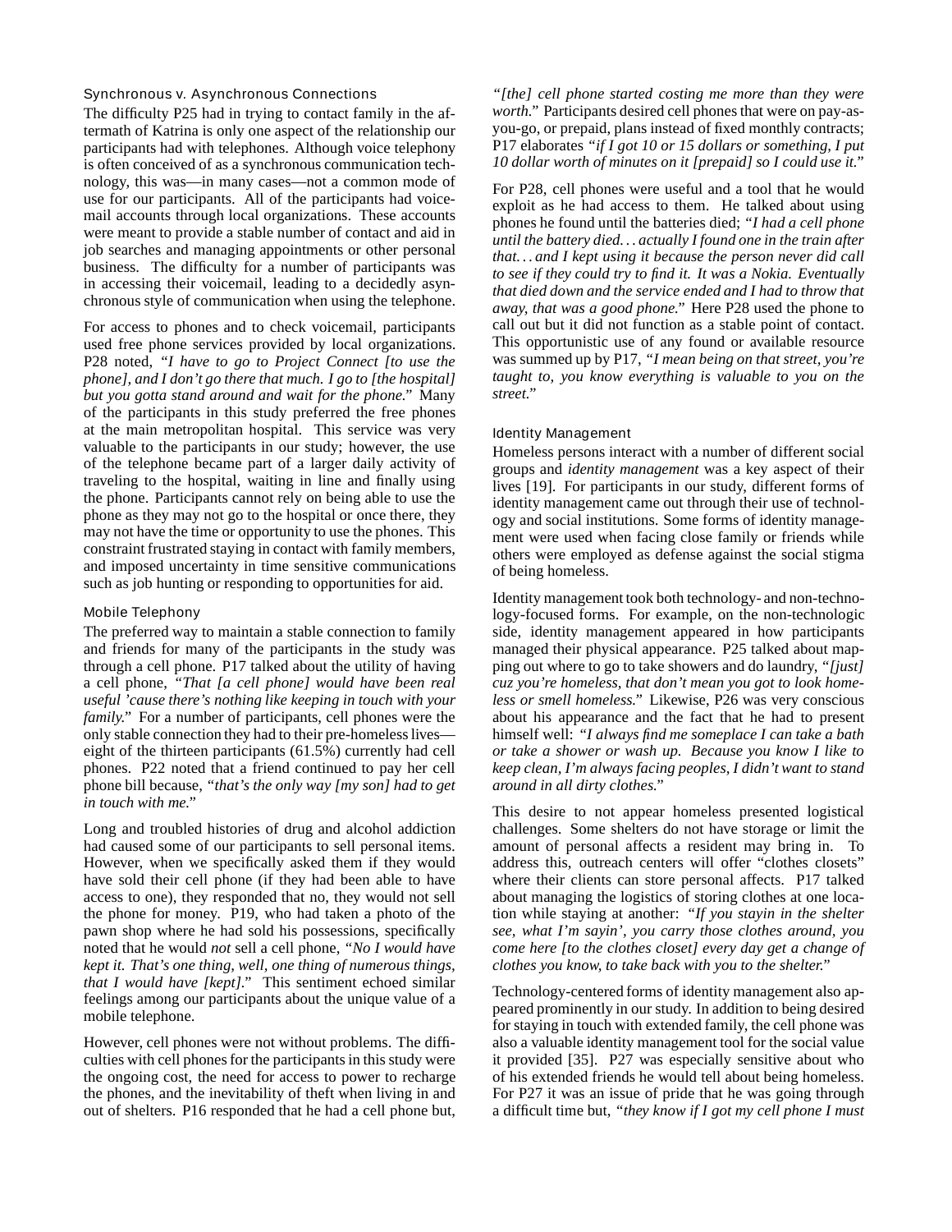### Synchronous v. Asynchronous Connections

The difficulty P25 had in trying to contact family in the aftermath of Katrina is only one aspect of the relationship our participants had with telephones. Although voice telephony is often conceived of as a synchronous communication technology, this was—in many cases—not a common mode of use for our participants. All of the participants had voicemail accounts through local organizations. These accounts were meant to provide a stable number of contact and aid in job searches and managing appointments or other personal business. The difficulty for a number of participants was in accessing their voicemail, leading to a decidedly asynchronous style of communication when using the telephone.

For access to phones and to check voicemail, participants used free phone services provided by local organizations. P28 noted, *"I have to go to Project Connect [to use the phone], and I don't go there that much. I go to [the hospital] but you gotta stand around and wait for the phone."* Many of the participants in this study preferred the free phones at the main metropolitan hospital. This service was very valuable to the participants in our study; however, the use of the telephone became part of a larger daily activity of traveling to the hospital, waiting in line and finally using the phone. Participants cannot rely on being able to use the phone as they may not go to the hospital or once there, they may not have the time or opportunity to use the phones. This constraint frustrated staying in contact with family members, and imposed uncertainty in time sensitive communications such as job hunting or responding to opportunities for aid.

### Mobile Telephony

The preferred way to maintain a stable connection to family and friends for many of the participants in the study was through a cell phone. P17 talked about the utility of having a cell phone, *"That [a cell phone] would have been real useful 'cause there's nothing like keeping in touch with your family."* For a number of participants, cell phones were the only stable connection they had to their pre-homeless lives—eight of the thirteen participants (61.5%) currently had cell phones. P22 noted that a friend continued to pay her cell phone bill because, *"that's the only way [my son] had to get in touch with me."*

Long and troubled histories of drug and alcohol addiction had caused some of our participants to sell personal items. However, when we specifically asked them if they would have sold their cell phone (if they had been able to have access to one), they responded that no, they would not sell the phone for money. P19, who had taken a photo of the pawn shop where he had sold his possessions, specifically noted that he would *not* sell a cell phone, *"No I would have kept it. That's one thing, well, one thing of numerous things, that I would have [kept]."* This sentiment echoed similar feelings among our participants about the unique value of a mobile telephone.

However, cell phones were not without problems. The difficulties with cell phones for the participants in this study were the ongoing cost, the need for access to power to recharge the phones, and the inevitability of theft when living in and out of shelters. P16 responded that he had a cell phone but, *"[the] cell phone started costing me more than they were worth."* Participants desired cell phones that were on pay-as-you-go, or prepaid, plans instead of fixed monthly contracts; P17 elaborates *"if I got 10 or 15 dollars or something, I put 10 dollar worth of minutes on it [prepaid] so I could use it."*

For P28, cell phones were useful and a tool that he would exploit as he had access to them. He talked about using phones he found until the batteries died; *"I had a cell phone until the battery died. . . actually I found one in the train after that. . . and I kept using it because the person never did call to see if they could try to find it. It was a Nokia. Eventually that died down and the service ended and I had to throw that away, that was a good phone."* Here P28 used the phone to call out but it did not function as a stable point of contact. This opportunistic use of any found or available resource was summed up by P17, *"I mean being on that street, you're taught to, you know everything is valuable to you on the street."*

### Identity Management

Homeless persons interact with a number of different social groups and *identity management* was a key aspect of their lives [19]. For participants in our study, different forms of identity management came out through their use of technology and social institutions. Some forms of identity management were used when facing close family or friends while others were employed as defense against the social stigma of being homeless.

Identity management took both technology- and non-technology-focused forms. For example, on the non-technologic side, identity management appeared in how participants managed their physical appearance. P25 talked about mapping out where to go to take showers and do laundry, *"[just] cuz you're homeless, that don't mean you got to look homeless or smell homeless."* Likewise, P26 was very conscious about his appearance and the fact that he had to present himself well: *"I always find me someplace I can take a bath or take a shower or wash up. Because you know I like to keep clean, I'm always facing peoples, I didn't want to stand around in all dirty clothes."*

This desire to not appear homeless presented logistical challenges. Some shelters do not have storage or limit the amount of personal affects a resident may bring in. To address this, outreach centers will offer "clothes closets" where their clients can store personal affects. P17 talked about managing the logistics of storing clothes at one location while staying at another: *"If you stayin in the shelter see, what I'm sayin', you carry those clothes around, you come here [to the clothes closet] every day get a change of clothes you know, to take back with you to the shelter."*

Technology-centered forms of identity management also appeared prominently in our study. In addition to being desired for staying in touch with extended family, the cell phone was also a valuable identity management tool for the social value it provided [35]. P27 was especially sensitive about who of his extended friends he would tell about being homeless. For P27 it was an issue of pride that he was going through a difficult time but, *"they know if I got my cell phone I must*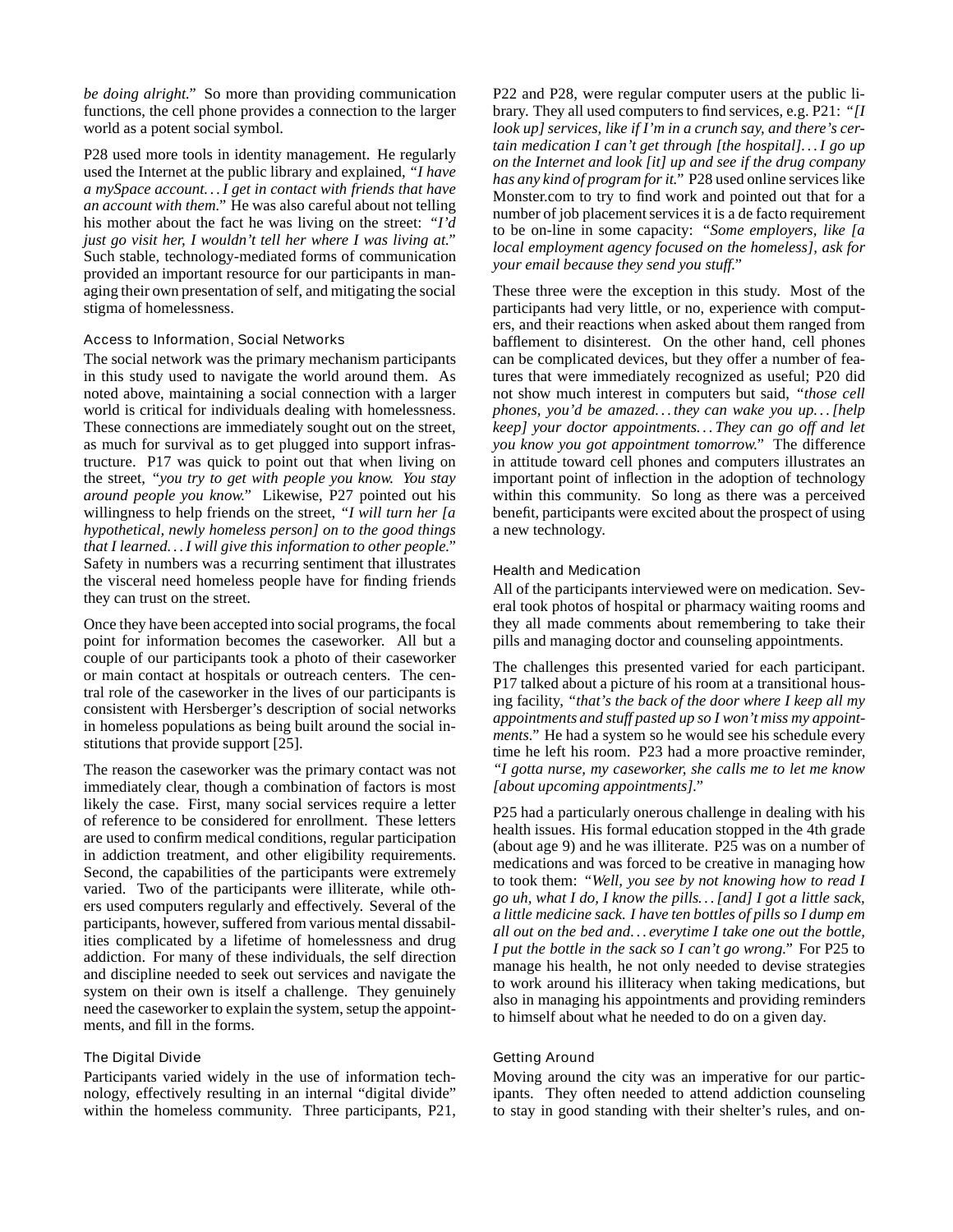*be doing alright.*" So more than providing communication functions, the cell phone provides a connection to the larger world as a potent social symbol.

P28 used more tools in identity management. He regularly used the Internet at the public library and explained, *"I have a mySpace account. . . I get in contact with friends that have an account with them."* He was also careful about not telling his mother about the fact he was living on the street: *"I'd just go visit her, I wouldn't tell her where I was living at."* Such stable, technology-mediated forms of communication provided an important resource for our participants in managing their own presentation of self, and mitigating the social stigma of homelessness.

### Access to Information, Social Networks

The social network was the primary mechanism participants in this study used to navigate the world around them. As noted above, maintaining a social connection with a larger world is critical for individuals dealing with homelessness. These connections are immediately sought out on the street, as much for survival as to get plugged into support infrastructure. P17 was quick to point out that when living on the street, *"you try to get with people you know. You stay around people you know."* Likewise, P27 pointed out his willingness to help friends on the street, *"I will turn her [a hypothetical, newly homeless person] on to the good things that I learned. . . I will give this information to other people."* Safety in numbers was a recurring sentiment that illustrates the visceral need homeless people have for finding friends they can trust on the street.

Once they have been accepted into social programs, the focal point for information becomes the caseworker. All but a couple of our participants took a photo of their caseworker or main contact at hospitals or outreach centers. The central role of the caseworker in the lives of our participants is consistent with Hersberger's description of social networks in homeless populations as being built around the social institutions that provide support [25].

The reason the caseworker was the primary contact was not immediately clear, though a combination of factors is most likely the case. First, many social services require a letter of reference to be considered for enrollment. These letters are used to confirm medical conditions, regular participation in addiction treatment, and other eligibility requirements. Second, the capabilities of the participants were extremely varied. Two of the participants were illiterate, while others used computers regularly and effectively. Several of the participants, however, suffered from various mental dissabilities complicated by a lifetime of homelessness and drug addiction. For many of these individuals, the self direction and discipline needed to seek out services and navigate the system on their own is itself a challenge. They genuinely need the caseworker to explain the system, setup the appointments, and fill in the forms.

### The Digital Divide

Participants varied widely in the use of information technology, effectively resulting in an internal "digital divide" within the homeless community. Three participants, P21, P22 and P28, were regular computer users at the public library. They all used computers to find services, e.g. P21: *"[I look up] services, like if I'm in a crunch say, and there's certain medication I can't get through [the hospital]. . . I go up on the Internet and look [it] up and see if the drug company has any kind of program for it."* P28 used online services like Monster.com to try to find work and pointed out that for a number of job placement services it is a de facto requirement to be on-line in some capacity: *"Some employers, like [a local employment agency focused on the homeless], ask for your email because they send you stuff."*

These three were the exception in this study. Most of the participants had very little, or no, experience with computers, and their reactions when asked about them ranged from bafflement to disinterest. On the other hand, cell phones can be complicated devices, but they offer a number of features that were immediately recognized as useful; P20 did not show much interest in computers but said, *"those cell phones, you'd be amazed. . . they can wake you up. . . [help keep] your doctor appointments. . . They can go off and let you know you got appointment tomorrow."* The difference in attitude toward cell phones and computers illustrates an important point of inflection in the adoption of technology within this community. So long as there was a perceived benefit, participants were excited about the prospect of using a new technology.

### Health and Medication

All of the participants interviewed were on medication. Several took photos of hospital or pharmacy waiting rooms and they all made comments about remembering to take their pills and managing doctor and counseling appointments.

The challenges this presented varied for each participant. P17 talked about a picture of his room at a transitional housing facility, *"that's the back of the door where I keep all my appointments and stuff pasted up so I won't miss my appointments."* He had a system so he would see his schedule every time he left his room. P23 had a more proactive reminder, *"I gotta nurse, my caseworker, she calls me to let me know [about upcoming appointments]."*

P25 had a particularly onerous challenge in dealing with his health issues. His formal education stopped in the 4th grade (about age 9) and he was illiterate. P25 was on a number of medications and was forced to be creative in managing how to took them: *"Well, you see by not knowing how to read I go uh, what I do, I know the pills. . . [and] I got a little sack, a little medicine sack. I have ten bottles of pills so I dump em all out on the bed and. . . everytime I take one out the bottle, I put the bottle in the sack so I can't go wrong."* For P25 to manage his health, he not only needed to devise strategies to work around his illiteracy when taking medications, but also in managing his appointments and providing reminders to himself about what he needed to do on a given day.

### Getting Around

Moving around the city was an imperative for our participants. They often needed to attend addiction counseling to stay in good standing with their shelter's rules, and on-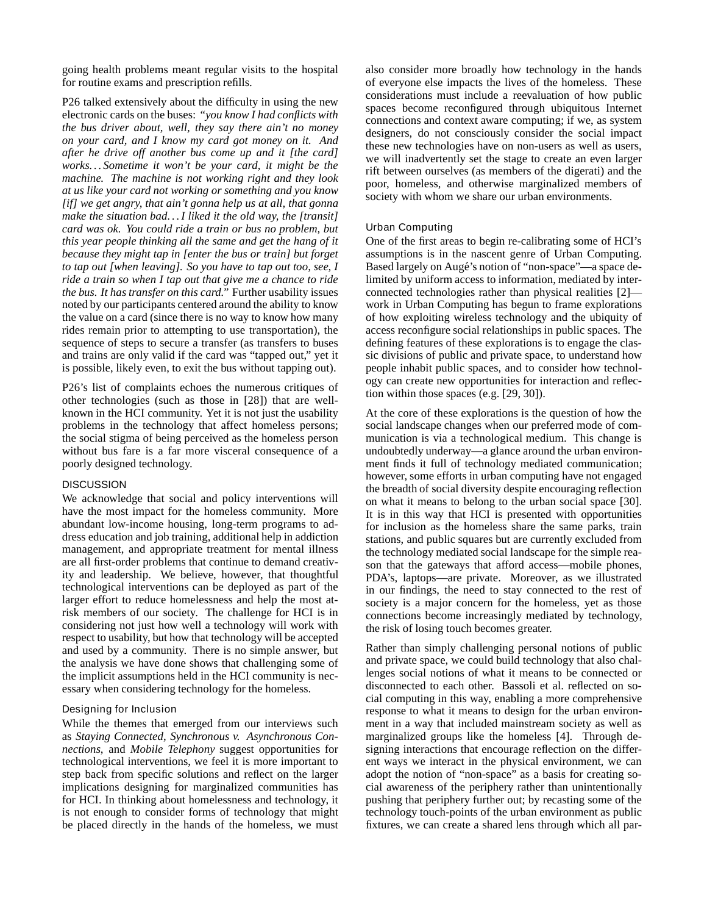going health problems meant regular visits to the hospital for routine exams and prescription refills.

P26 talked extensively about the difficulty in using the new electronic cards on the buses: *"you know I had conflicts with the bus driver about, well, they say there ain't no money on your card, and I know my card got money on it. And after he drive off another bus come up and it [the card] works. . . Sometime it won't be your card, it might be the machine. The machine is not working right and they look at us like your card not working or something and you know [if] we get angry, that ain't gonna help us at all, that gonna make the situation bad. . . I liked it the old way, the [transit] card was ok. You could ride a train or bus no problem, but this year people thinking all the same and get the hang of it because they might tap in [enter the bus or train] but forget to tap out [when leaving]. So you have to tap out too, see, I ride a train so when I tap out that give me a chance to ride the bus. It has transfer on this card."* Further usability issues noted by our participants centered around the ability to know the value on a card (since there is no way to know how many rides remain prior to attempting to use transportation), the sequence of steps to secure a transfer (as transfers to buses and trains are only valid if the card was "tapped out," yet it is possible, likely even, to exit the bus without tapping out).

P26's list of complaints echoes the numerous critiques of other technologies (such as those in [28]) that are well-known in the HCI community. Yet it is not just the usability problems in the technology that affect homeless persons; the social stigma of being perceived as the homeless person without bus fare is a far more visceral consequence of a poorly designed technology.

## DISCUSSION

We acknowledge that social and policy interventions will have the most impact for the homeless community. More abundant low-income housing, long-term programs to address education and job training, additional help in addiction management, and appropriate treatment for mental illness are all first-order problems that continue to demand creativity and leadership. We believe, however, that thoughtful technological interventions can be deployed as part of the larger effort to reduce homelessness and help the most at-risk members of our society. The challenge for HCI is in considering not just how well a technology will work with respect to usability, but how that technology will be accepted and used by a community. There is no simple answer, but the analysis we have done shows that challenging some of the implicit assumptions held in the HCI community is necessary when considering technology for the homeless.

### Designing for Inclusion

While the themes that emerged from our interviews such as *Staying Connected*, *Synchronous v. Asynchronous Connections*, and *Mobile Telephony* suggest opportunities for technological interventions, we feel it is more important to step back from specific solutions and reflect on the larger implications designing for marginalized communities has for HCI. In thinking about homelessness and technology, it is not enough to consider forms of technology that might be placed directly in the hands of the homeless, we must also consider more broadly how technology in the hands of everyone else impacts the lives of the homeless. These considerations must include a reevaluation of how public spaces become reconfigured through ubiquitous Internet connections and context aware computing; if we, as system designers, do not consciously consider the social impact these new technologies have on non-users as well as users, we will inadvertently set the stage to create an even larger rift between ourselves (as members of the digerati) and the poor, homeless, and otherwise marginalized members of society with whom we share our urban environments.

### Urban Computing

One of the first areas to begin re-calibrating some of HCI's assumptions is in the nascent genre of Urban Computing. Based largely on Augé's notion of "non-space"—a space delimited by uniform access to information, mediated by interconnected technologies rather than physical realities [2]—work in Urban Computing has begun to frame explorations of how exploiting wireless technology and the ubiquity of access reconfigure social relationships in public spaces. The defining features of these explorations is to engage the classic divisions of public and private space, to understand how people inhabit public spaces, and to consider how technology can create new opportunities for interaction and reflection within those spaces (e.g. [29, 30]).

At the core of these explorations is the question of how the social landscape changes when our preferred mode of communication is via a technological medium. This change is undoubtedly underway—a glance around the urban environment finds it full of technology mediated communication; however, some efforts in urban computing have not engaged the breadth of social diversity despite encouraging reflection on what it means to belong to the urban social space [30]. It is in this way that HCI is presented with opportunities for inclusion as the homeless share the same parks, train stations, and public squares but are currently excluded from the technology mediated social landscape for the simple reason that the gateways that afford access—mobile phones, PDA's, laptops—are private. Moreover, as we illustrated in our findings, the need to stay connected to the rest of society is a major concern for the homeless, yet as those connections become increasingly mediated by technology, the risk of losing touch becomes greater.

Rather than simply challenging personal notions of public and private space, we could build technology that also challenges social notions of what it means to be connected or disconnected to each other. Bassoli et al. reflected on social computing in this way, enabling a more comprehensive response to what it means to design for the urban environment in a way that included mainstream society as well as marginalized groups like the homeless [4]. Through designing interactions that encourage reflection on the different ways we interact in the physical environment, we can adopt the notion of "non-space" as a basis for creating social awareness of the periphery rather than unintentionally pushing that periphery further out; by recasting some of the technology touch-points of the urban environment as public fixtures, we can create a shared lens through which all par-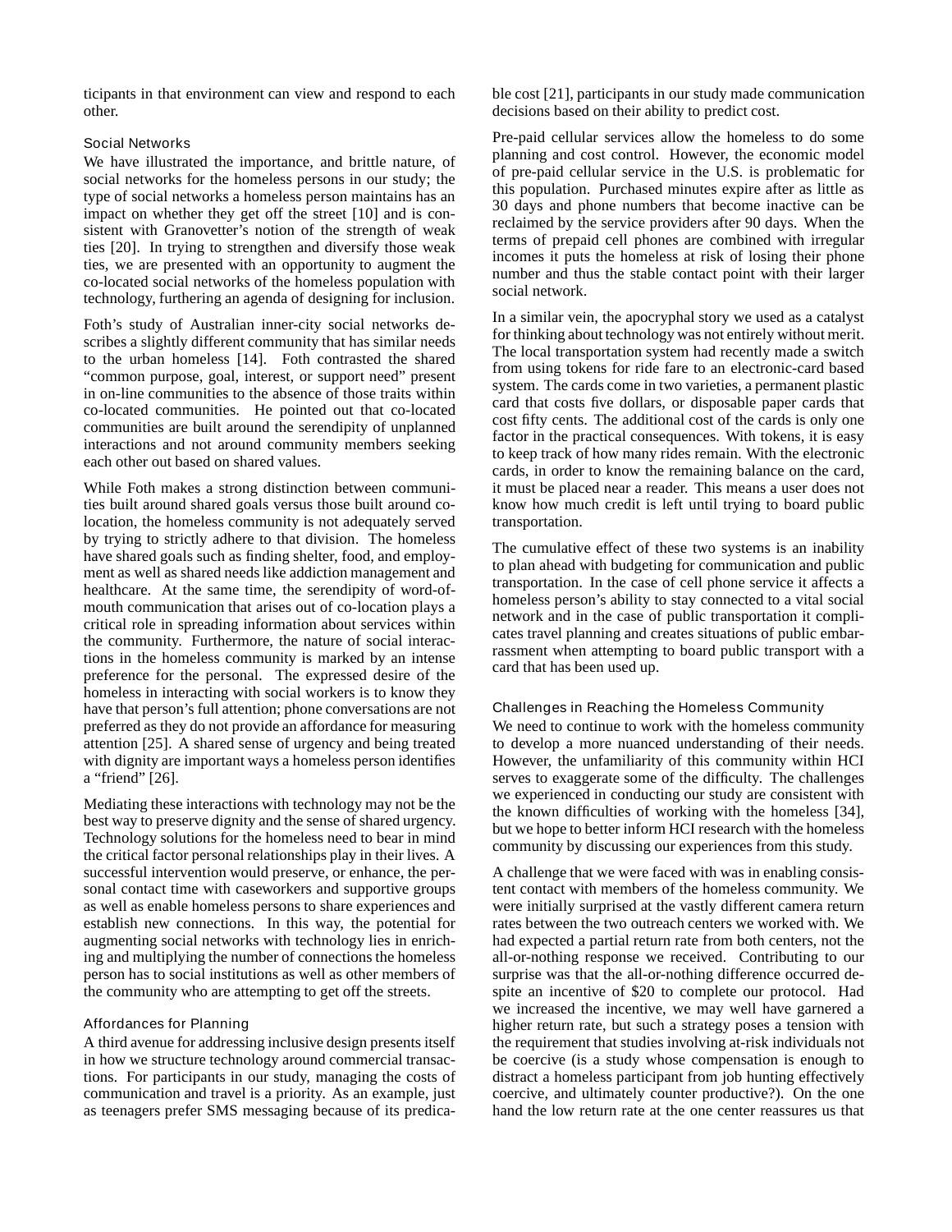ticipants in that environment can view and respond to each other.

### Social Networks

We have illustrated the importance, and brittle nature, of social networks for the homeless persons in our study; the type of social networks a homeless person maintains has an impact on whether they get off the street [10] and is consistent with Granovetter's notion of the strength of weak ties [20]. In trying to strengthen and diversify those weak ties, we are presented with an opportunity to augment the co-located social networks of the homeless population with technology, furthering an agenda of designing for inclusion.

Foth's study of Australian inner-city social networks describes a slightly different community that has similar needs to the urban homeless [14]. Foth contrasted the shared "common purpose, goal, interest, or support need" present in on-line communities to the absence of those traits within co-located communities. He pointed out that co-located communities are built around the serendipity of unplanned interactions and not around community members seeking each other out based on shared values.

While Foth makes a strong distinction between communities built around shared goals versus those built around co-location, the homeless community is not adequately served by trying to strictly adhere to that division. The homeless have shared goals such as finding shelter, food, and employment as well as shared needs like addiction management and healthcare. At the same time, the serendipity of word-of-mouth communication that arises out of co-location plays a critical role in spreading information about services within the community. Furthermore, the nature of social interactions in the homeless community is marked by an intense preference for the personal. The expressed desire of the homeless in interacting with social workers is to know they have that person's full attention; phone conversations are not preferred as they do not provide an affordance for measuring attention [25]. A shared sense of urgency and being treated with dignity are important ways a homeless person identifies a "friend" [26].

Mediating these interactions with technology may not be the best way to preserve dignity and the sense of shared urgency. Technology solutions for the homeless need to bear in mind the critical factor personal relationships play in their lives. A successful intervention would preserve, or enhance, the personal contact time with caseworkers and supportive groups as well as enable homeless persons to share experiences and establish new connections. In this way, the potential for augmenting social networks with technology lies in enriching and multiplying the number of connections the homeless person has to social institutions as well as other members of the community who are attempting to get off the streets.

### Affordances for Planning

A third avenue for addressing inclusive design presents itself in how we structure technology around commercial transactions. For participants in our study, managing the costs of communication and travel is a priority. As an example, just as teenagers prefer SMS messaging because of its predicable cost [21], participants in our study made communication decisions based on their ability to predict cost.

Pre-paid cellular services allow the homeless to do some planning and cost control. However, the economic model of pre-paid cellular service in the U.S. is problematic for this population. Purchased minutes expire after as little as 30 days and phone numbers that become inactive can be reclaimed by the service providers after 90 days. When the terms of prepaid cell phones are combined with irregular incomes it puts the homeless at risk of losing their phone number and thus the stable contact point with their larger social network.

In a similar vein, the apocryphal story we used as a catalyst for thinking about technology was not entirely without merit. The local transportation system had recently made a switch from using tokens for ride fare to an electronic-card based system. The cards come in two varieties, a permanent plastic card that costs five dollars, or disposable paper cards that cost fifty cents. The additional cost of the cards is only one factor in the practical consequences. With tokens, it is easy to keep track of how many rides remain. With the electronic cards, in order to know the remaining balance on the card, it must be placed near a reader. This means a user does not know how much credit is left until trying to board public transportation.

The cumulative effect of these two systems is an inability to plan ahead with budgeting for communication and public transportation. In the case of cell phone service it affects a homeless person's ability to stay connected to a vital social network and in the case of public transportation it complicates travel planning and creates situations of public embarrassment when attempting to board public transport with a card that has been used up.

### Challenges in Reaching the Homeless Community

We need to continue to work with the homeless community to develop a more nuanced understanding of their needs. However, the unfamiliarity of this community within HCI serves to exaggerate some of the difficulty. The challenges we experienced in conducting our study are consistent with the known difficulties of working with the homeless [34], but we hope to better inform HCI research with the homeless community by discussing our experiences from this study.

A challenge that we were faced with was in enabling consistent contact with members of the homeless community. We were initially surprised at the vastly different camera return rates between the two outreach centers we worked with. We had expected a partial return rate from both centers, not the all-or-nothing response we received. Contributing to our surprise was that the all-or-nothing difference occurred despite an incentive of $20 to complete our protocol. Had we increased the incentive, we may well have garnered a higher return rate, but such a strategy poses a tension with the requirement that studies involving at-risk individuals not be coercive (is a study whose compensation is enough to distract a homeless participant from job hunting effectively coercive, and ultimately counter productive?). On the one hand the low return rate at the one center reassures us that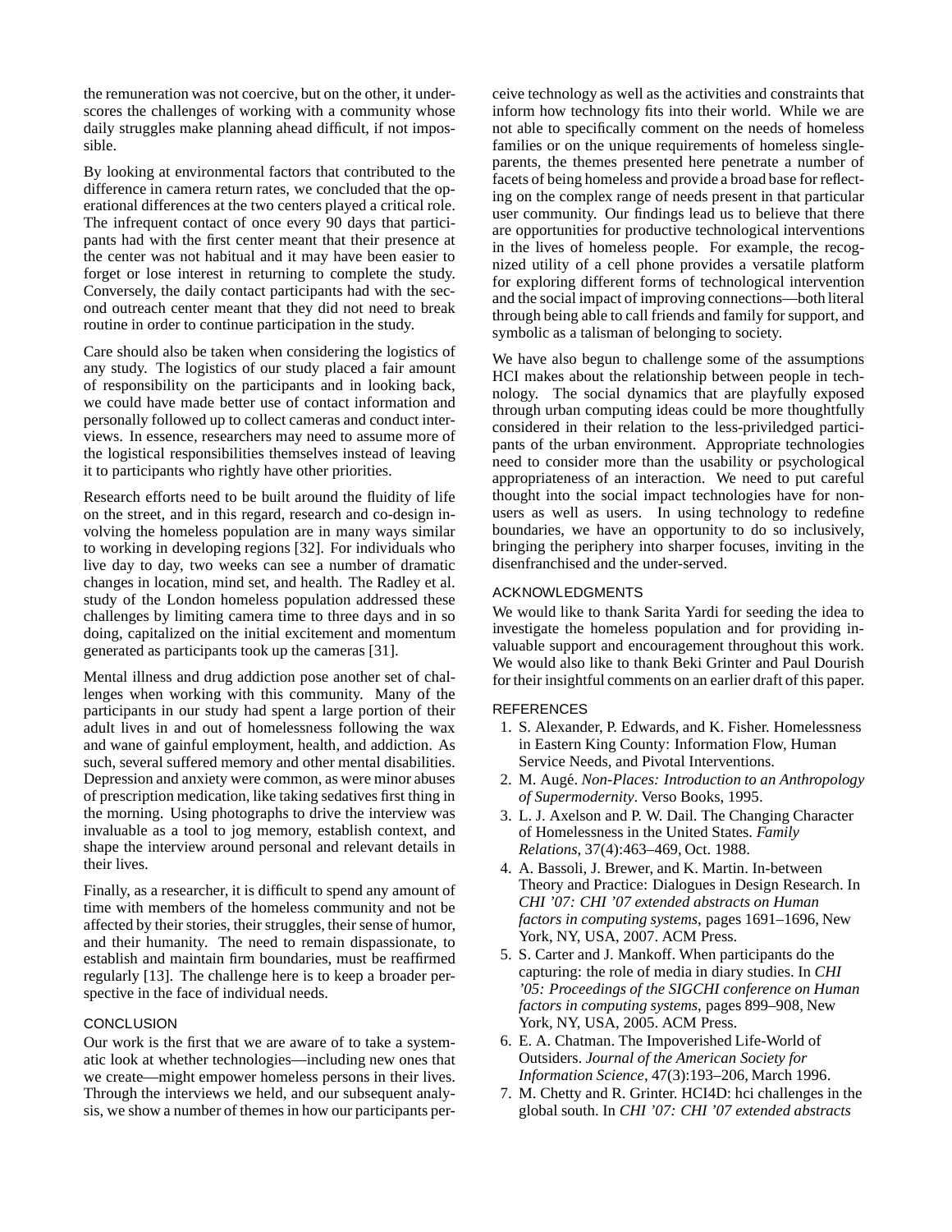the remuneration was not coercive, but on the other, it underscores the challenges of working with a community whose daily struggles make planning ahead difficult, if not impossible.

By looking at environmental factors that contributed to the difference in camera return rates, we concluded that the operational differences at the two centers played a critical role. The infrequent contact of once every 90 days that participants had with the first center meant that their presence at the center was not habitual and it may have been easier to forget or lose interest in returning to complete the study. Conversely, the daily contact participants had with the second outreach center meant that they did not need to break routine in order to continue participation in the study.

Care should also be taken when considering the logistics of any study. The logistics of our study placed a fair amount of responsibility on the participants and in looking back, we could have made better use of contact information and personally followed up to collect cameras and conduct interviews. In essence, researchers may need to assume more of the logistical responsibilities themselves instead of leaving it to participants who rightly have other priorities.

Research efforts need to be built around the fluidity of life on the street, and in this regard, research and co-design involving the homeless population are in many ways similar to working in developing regions [32]. For individuals who live day to day, two weeks can see a number of dramatic changes in location, mind set, and health. The Radley et al. study of the London homeless population addressed these challenges by limiting camera time to three days and in so doing, capitalized on the initial excitement and momentum generated as participants took up the cameras [31].

Mental illness and drug addiction pose another set of challenges when working with this community. Many of the participants in our study had spent a large portion of their adult lives in and out of homelessness following the wax and wane of gainful employment, health, and addiction. As such, several suffered memory and other mental disabilities. Depression and anxiety were common, as were minor abuses of prescription medication, like taking sedatives first thing in the morning. Using photographs to drive the interview was invaluable as a tool to jog memory, establish context, and shape the interview around personal and relevant details in their lives.

Finally, as a researcher, it is difficult to spend any amount of time with members of the homeless community and not be affected by their stories, their struggles, their sense of humor, and their humanity. The need to remain dispassionate, to establish and maintain firm boundaries, must be reaffirmed regularly [13]. The challenge here is to keep a broader perspective in the face of individual needs.

## CONCLUSION

Our work is the first that we are aware of to take a systematic look at whether technologies—including new ones that we create—might empower homeless persons in their lives. Through the interviews we held, and our subsequent analysis, we show a number of themes in how our participants perceive technology as well as the activities and constraints that inform how technology fits into their world. While we are not able to specifically comment on the needs of homeless families or on the unique requirements of homeless single-parents, the themes presented here penetrate a number of facets of being homeless and provide a broad base for reflecting on the complex range of needs present in that particular user community. Our findings lead us to believe that there are opportunities for productive technological interventions in the lives of homeless people. For example, the recognized utility of a cell phone provides a versatile platform for exploring different forms of technological intervention and the social impact of improving connections—both literal through being able to call friends and family for support, and symbolic as a talisman of belonging to society.

We have also begun to challenge some of the assumptions HCI makes about the relationship between people in technology. The social dynamics that are playfully exposed through urban computing ideas could be more thoughtfully considered in their relation to the less-priviledged participants of the urban environment. Appropriate technologies need to consider more than the usability or psychological appropriateness of an interaction. We need to put careful thought into the social impact technologies have for non-users as well as users. In using technology to redefine boundaries, we have an opportunity to do so inclusively, bringing the periphery into sharper focuses, inviting in the disenfranchised and the under-served.

## ACKNOWLEDGMENTS

We would like to thank Sarita Yardi for seeding the idea to investigate the homeless population and for providing invaluable support and encouragement throughout this work. We would also like to thank Beki Grinter and Paul Dourish for their insightful comments on an earlier draft of this paper.

## REFERENCES

1. S. Alexander, P. Edwards, and K. Fisher. Homelessness in Eastern King County: Information Flow, Human Service Needs, and Pivotal Interventions.
2. M. Augé. *Non-Places: Introduction to an Anthropology of Supermodernity*. Verso Books, 1995.
3. L. J. Axelson and P. W. Dail. The Changing Character of Homelessness in the United States. *Family Relations*, 37(4):463–469, Oct. 1988.
4. A. Bassoli, J. Brewer, and K. Martin. In-between Theory and Practice: Dialogues in Design Research. In *CHI '07: CHI '07 extended abstracts on Human factors in computing systems*, pages 1691–1696, New York, NY, USA, 2007. ACM Press.
5. S. Carter and J. Mankoff. When participants do the capturing: the role of media in diary studies. In *CHI '05: Proceedings of the SIGCHI conference on Human factors in computing systems*, pages 899–908, New York, NY, USA, 2005. ACM Press.
6. E. A. Chatman. The Impoverished Life-World of Outsiders. *Journal of the American Society for Information Science*, 47(3):193–206, March 1996.
7. M. Chetty and R. Grinter. HCI4D: hci challenges in the global south. In *CHI '07: CHI '07 extended abstracts*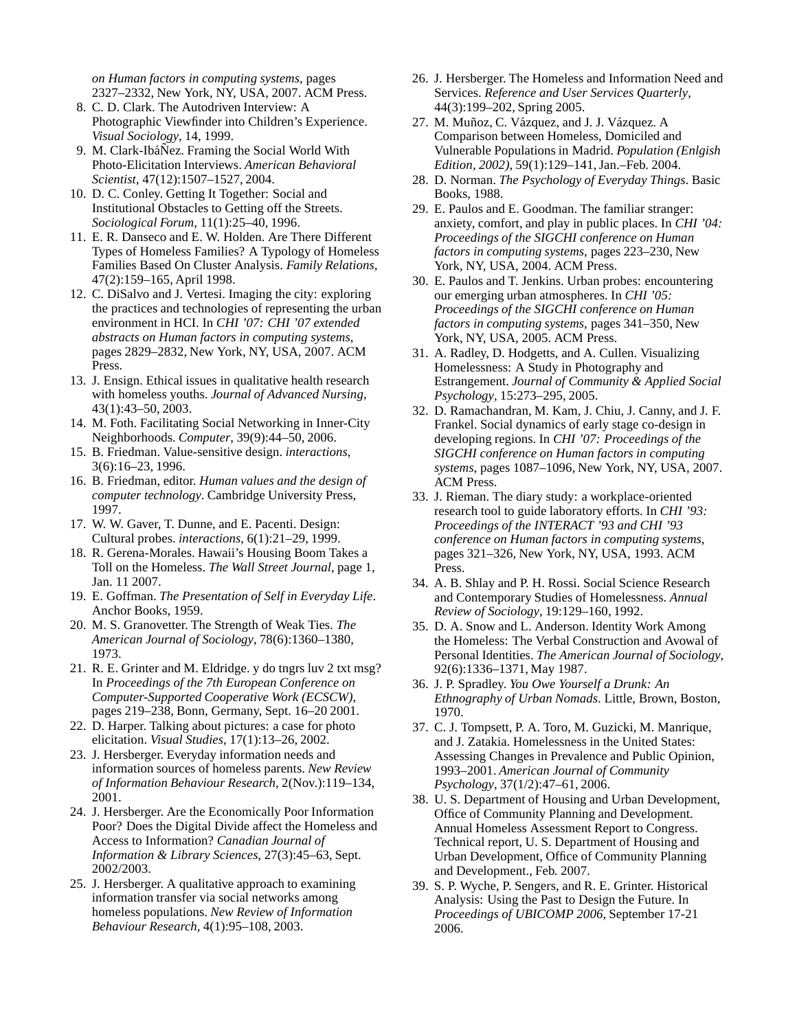*on Human factors in computing systems*, pages 2327–2332, New York, NY, USA, 2007. ACM Press.

8. C. D. Clark. The Autodriven Interview: A Photographic Viewfinder into Children's Experience. *Visual Sociology*, 14, 1999.
9. M. Clark-IbáÑez. Framing the Social World With Photo-Elicitation Interviews. *American Behavioral Scientist*, 47(12):1507–1527, 2004.
10. D. C. Conley. Getting It Together: Social and Institutional Obstacles to Getting off the Streets. *Sociological Forum*, 11(1):25–40, 1996.
11. E. R. Danseco and E. W. Holden. Are There Different Types of Homeless Families? A Typology of Homeless Families Based On Cluster Analysis. *Family Relations*, 47(2):159–165, April 1998.
12. C. DiSalvo and J. Vertesi. Imaging the city: exploring the practices and technologies of representing the urban environment in HCI. In *CHI '07: CHI '07 extended abstracts on Human factors in computing systems*, pages 2829–2832, New York, NY, USA, 2007. ACM Press.
13. J. Ensign. Ethical issues in qualitative health research with homeless youths. *Journal of Advanced Nursing*, 43(1):43–50, 2003.
14. M. Foth. Facilitating Social Networking in Inner-City Neighborhoods. *Computer*, 39(9):44–50, 2006.
15. B. Friedman. Value-sensitive design. *interactions*, 3(6):16–23, 1996.
16. B. Friedman, editor. *Human values and the design of computer technology*. Cambridge University Press, 1997.
17. W. W. Gaver, T. Dunne, and E. Pacenti. Design: Cultural probes. *interactions*, 6(1):21–29, 1999.
18. R. Gerena-Morales. Hawaii's Housing Boom Takes a Toll on the Homeless. *The Wall Street Journal*, page 1, Jan. 11 2007.
19. E. Goffman. *The Presentation of Self in Everyday Life*. Anchor Books, 1959.
20. M. S. Granovetter. The Strength of Weak Ties. *The American Journal of Sociology*, 78(6):1360–1380, 1973.
21. R. E. Grinter and M. Eldridge. y do tngrs luv 2 txt msg? In *Proceedings of the 7th European Conference on Computer-Supported Cooperative Work (ECSCW)*, pages 219–238, Bonn, Germany, Sept. 16–20 2001.
22. D. Harper. Talking about pictures: a case for photo elicitation. *Visual Studies*, 17(1):13–26, 2002.
23. J. Hersberger. Everyday information needs and information sources of homeless parents. *New Review of Information Behaviour Research*, 2(Nov.):119–134, 2001.
24. J. Hersberger. Are the Economically Poor Information Poor? Does the Digital Divide affect the Homeless and Access to Information? *Canadian Journal of Information & Library Sciences*, 27(3):45–63, Sept. 2002/2003.
25. J. Hersberger. A qualitative approach to examining information transfer via social networks among homeless populations. *New Review of Information Behaviour Research*, 4(1):95–108, 2003.
26. J. Hersberger. The Homeless and Information Need and Services. *Reference and User Services Quarterly*, 44(3):199–202, Spring 2005.
27. M. Muñoz, C. Vázquez, and J. J. Vázquez. A Comparison between Homeless, Domiciled and Vulnerable Populations in Madrid. *Population (Enlgish Edition, 2002)*, 59(1):129–141, Jan.–Feb. 2004.
28. D. Norman. *The Psychology of Everyday Things*. Basic Books, 1988.
29. E. Paulos and E. Goodman. The familiar stranger: anxiety, comfort, and play in public places. In *CHI '04: Proceedings of the SIGCHI conference on Human factors in computing systems*, pages 223–230, New York, NY, USA, 2004. ACM Press.
30. E. Paulos and T. Jenkins. Urban probes: encountering our emerging urban atmospheres. In *CHI '05: Proceedings of the SIGCHI conference on Human factors in computing systems*, pages 341–350, New York, NY, USA, 2005. ACM Press.
31. A. Radley, D. Hodgetts, and A. Cullen. Visualizing Homelessness: A Study in Photography and Estrangement. *Journal of Community & Applied Social Psychology*, 15:273–295, 2005.
32. D. Ramachandran, M. Kam, J. Chiu, J. Canny, and J. F. Frankel. Social dynamics of early stage co-design in developing regions. In *CHI '07: Proceedings of the SIGCHI conference on Human factors in computing systems*, pages 1087–1096, New York, NY, USA, 2007. ACM Press.
33. J. Rieman. The diary study: a workplace-oriented research tool to guide laboratory efforts. In *CHI '93: Proceedings of the INTERACT '93 and CHI '93 conference on Human factors in computing systems*, pages 321–326, New York, NY, USA, 1993. ACM Press.
34. A. B. Shlay and P. H. Rossi. Social Science Research and Contemporary Studies of Homelessness. *Annual Review of Sociology*, 19:129–160, 1992.
35. D. A. Snow and L. Anderson. Identity Work Among the Homeless: The Verbal Construction and Avowal of Personal Identities. *The American Journal of Sociology*, 92(6):1336–1371, May 1987.
36. J. P. Spradley. *You Owe Yourself a Drunk: An Ethnography of Urban Nomads*. Little, Brown, Boston, 1970.
37. C. J. Tompsett, P. A. Toro, M. Guzicki, M. Manrique, and J. Zatakia. Homelessness in the United States: Assessing Changes in Prevalence and Public Opinion, 1993–2001. *American Journal of Community Psychology*, 37(1/2):47–61, 2006.
38. U. S. Department of Housing and Urban Development, Office of Community Planning and Development. Annual Homeless Assessment Report to Congress. Technical report, U. S. Department of Housing and Urban Development, Office of Community Planning and Development., Feb. 2007.
39. S. P. Wyche, P. Sengers, and R. E. Grinter. Historical Analysis: Using the Past to Design the Future. In *Proceedings of UBICOMP 2006*, September 17-21 2006.